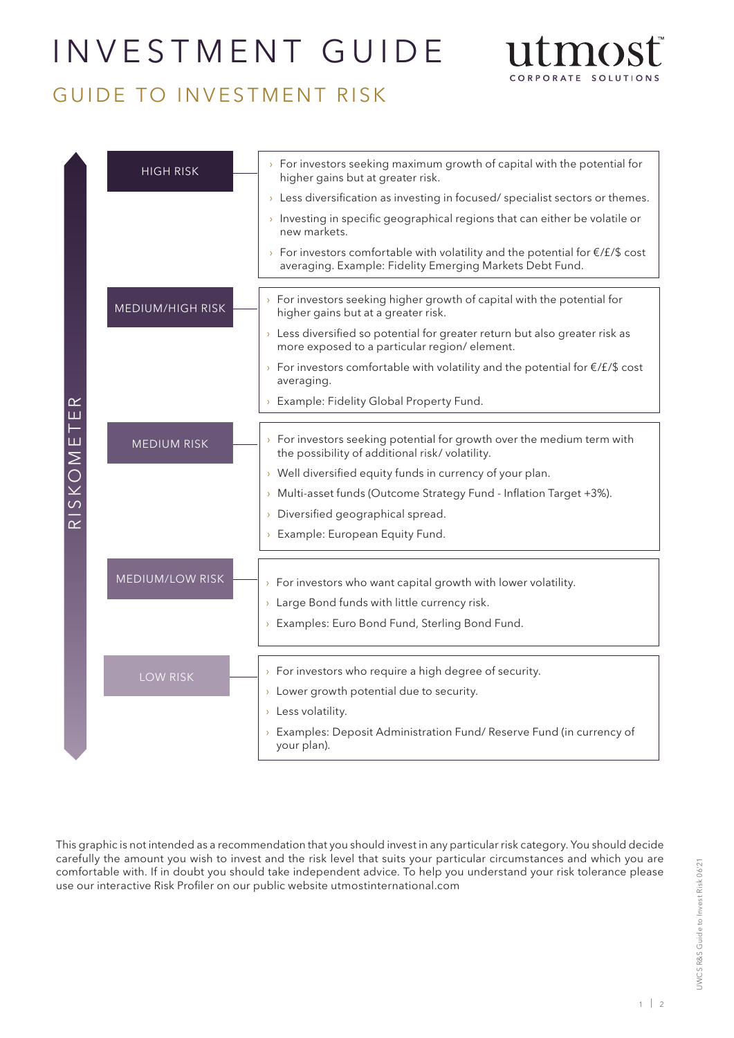# INVESTMENT GUIDE

## GUIDE TO INVESTMENT RISK

utmost
CORPORATE SOLUTIONS

RISKOMETER

### HIGH RISK

- For investors seeking maximum growth of capital with the potential for higher gains but at greater risk.
- Less diversification as investing in focused/ specialist sectors or themes.
- Investing in specific geographical regions that can either be volatile or new markets.
- For investors comfortable with volatility and the potential for €/£/$ cost averaging. Example: Fidelity Emerging Markets Debt Fund.

### MEDIUM/HIGH RISK

- For investors seeking higher growth of capital with the potential for higher gains but at a greater risk.
- Less diversified so potential for greater return but also greater risk as more exposed to a particular region/ element.
- For investors comfortable with volatility and the potential for €/£/$ cost averaging.
- Example: Fidelity Global Property Fund.

### MEDIUM RISK

- For investors seeking potential for growth over the medium term with the possibility of additional risk/ volatility.
- Well diversified equity funds in currency of your plan.
- Multi-asset funds (Outcome Strategy Fund - Inflation Target +3%).
- Diversified geographical spread.
- Example: European Equity Fund.

### MEDIUM/LOW RISK

- For investors who want capital growth with lower volatility.
- Large Bond funds with little currency risk.
- Examples: Euro Bond Fund, Sterling Bond Fund.

### LOW RISK

- For investors who require a high degree of security.
- Lower growth potential due to security.
- Less volatility.
- Examples: Deposit Administration Fund/ Reserve Fund (in currency of your plan).

This graphic is not intended as a recommendation that you should invest in any particular risk category. You should decide carefully the amount you wish to invest and the risk level that suits your particular circumstances and which you are comfortable with. If in doubt you should take independent advice. To help you understand your risk tolerance please use our interactive Risk Profiler on our public website utmostinternational.com

UWCS R&S Guide to Invest Risk 06'21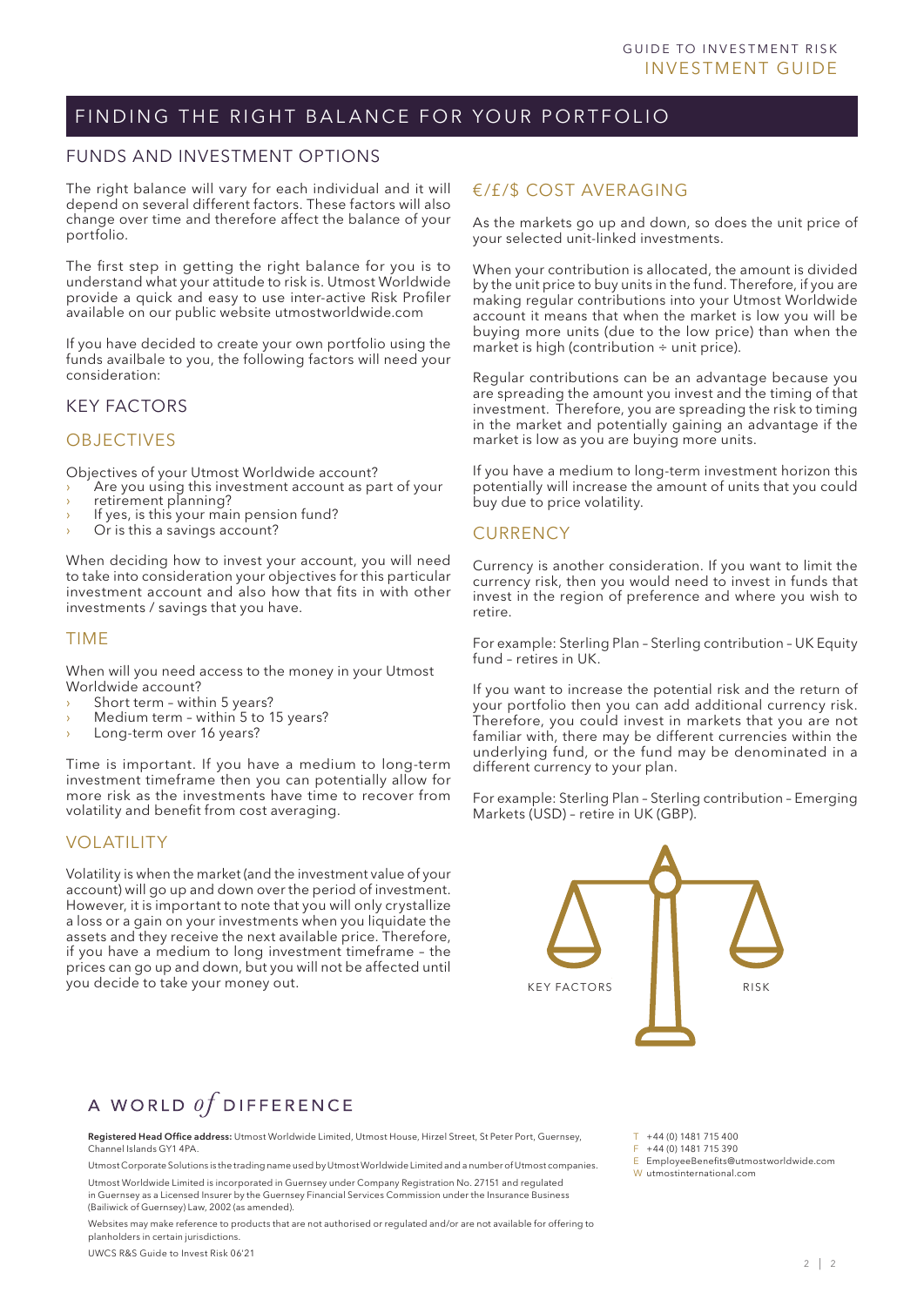# FINDING THE RIGHT BALANCE FOR YOUR PORTFOLIO

## FUNDS AND INVESTMENT OPTIONS

The right balance will vary for each individual and it will depend on several different factors. These factors will also change over time and therefore affect the balance of your portfolio.

The first step in getting the right balance for you is to understand what your attitude to risk is. Utmost Worldwide provide a quick and easy to use inter-active Risk Profiler available on our public website utmostworldwide.com

If you have decided to create your own portfolio using the funds availbale to you, the following factors will need your consideration:

## KEY FACTORS

### OBJECTIVES

Objectives of your Utmost Worldwide account?

- Are you using this investment account as part of your retirement planning?
- If yes, is this your main pension fund?
- Or is this a savings account?

When deciding how to invest your account, you will need to take into consideration your objectives for this particular investment account and also how that fits in with other investments / savings that you have.

### TIME

When will you need access to the money in your Utmost Worldwide account?

- Short term – within 5 years?
- Medium term – within 5 to 15 years?
- Long-term over 16 years?

Time is important. If you have a medium to long-term investment timeframe then you can potentially allow for more risk as the investments have time to recover from volatility and benefit from cost averaging.

### VOLATILITY

Volatility is when the market (and the investment value of your account) will go up and down over the period of investment. However, it is important to note that you will only crystallize a loss or a gain on your investments when you liquidate the assets and they receive the next available price. Therefore, if you have a medium to long investment timeframe – the prices can go up and down, but you will not be affected until you decide to take your money out.

### €/£/$ COST AVERAGING

As the markets go up and down, so does the unit price of your selected unit-linked investments.

When your contribution is allocated, the amount is divided by the unit price to buy units in the fund. Therefore, if you are making regular contributions into your Utmost Worldwide account it means that when the market is low you will be buying more units (due to the low price) than when the market is high (contribution ÷ unit price).

Regular contributions can be an advantage because you are spreading the amount you invest and the timing of that investment. Therefore, you are spreading the risk to timing in the market and potentially gaining an advantage if the market is low as you are buying more units.

If you have a medium to long-term investment horizon this potentially will increase the amount of units that you could buy due to price volatility.

### CURRENCY

Currency is another consideration. If you want to limit the currency risk, then you would need to invest in funds that invest in the region of preference and where you wish to retire.

For example: Sterling Plan – Sterling contribution – UK Equity fund – retires in UK.

If you want to increase the potential risk and the return of your portfolio then you can add additional currency risk. Therefore, you could invest in markets that you are not familiar with, there may be different currencies within the underlying fund, or the fund may be denominated in a different currency to your plan.

For example: Sterling Plan – Sterling contribution – Emerging Markets (USD) – retire in UK (GBP).

KEY FACTORS

RISK

A WORLD *of* DIFFERENCE

**Registered Head Office address:** Utmost Worldwide Limited, Utmost House, Hirzel Street, St Peter Port, Guernsey, Channel Islands GY1 4PA.

Utmost Corporate Solutions is the trading name used by Utmost Worldwide Limited and a number of Utmost companies.

Utmost Worldwide Limited is incorporated in Guernsey under Company Registration No. 27151 and regulated in Guernsey as a Licensed Insurer by the Guernsey Financial Services Commission under the Insurance Business (Bailiwick of Guernsey) Law, 2002 (as amended).

Websites may make reference to products that are not authorised or regulated and/or are not available for offering to planholders in certain jurisdictions.

UWCS R&S Guide to Invest Risk 06'21

T +44 (0) 1481 715 400
F +44 (0) 1481 715 390
E EmployeeBenefits@utmostworldwide.com
W utmostinternational.com